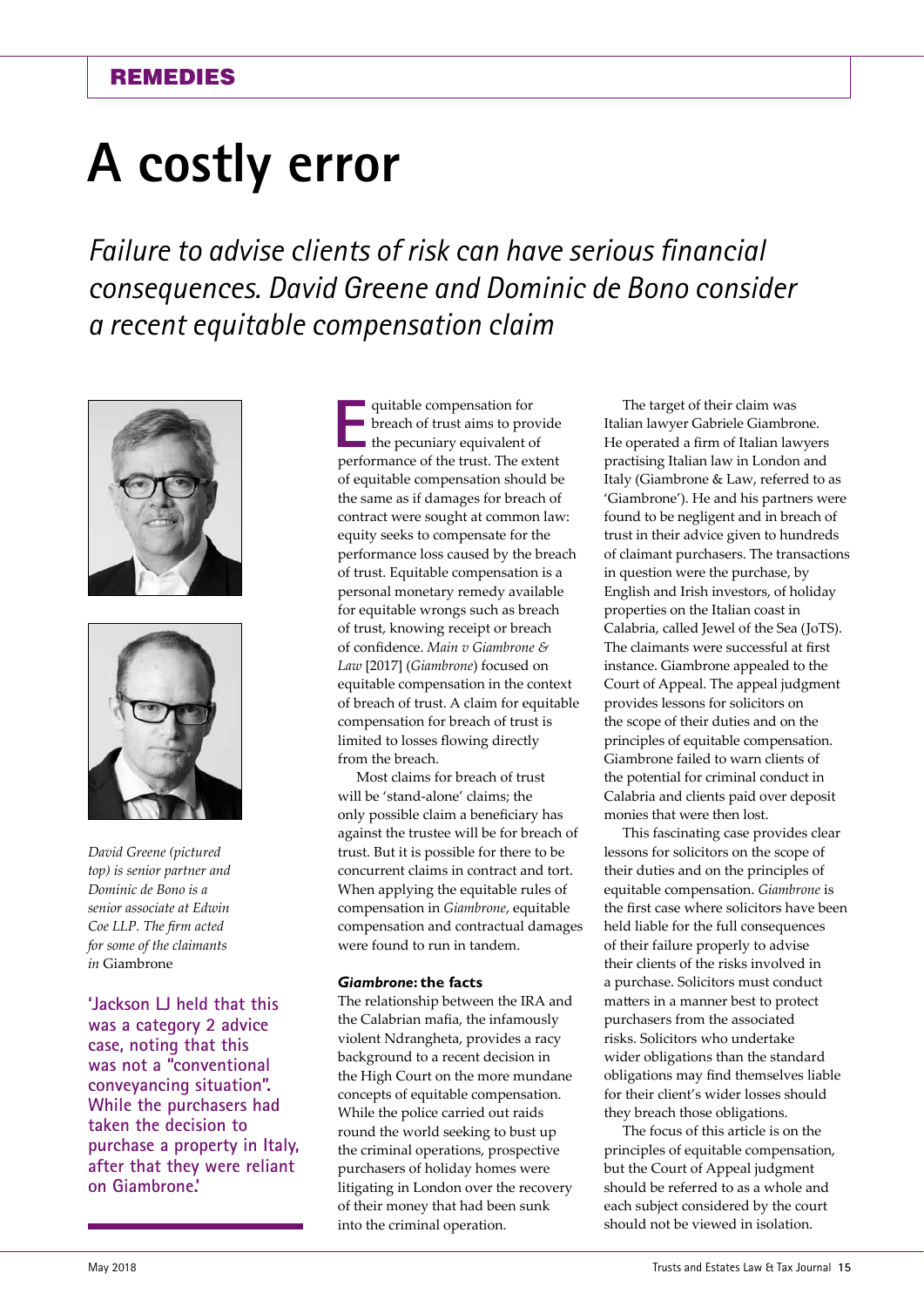REMEDIES

# A costly error

*Failure to advise clients of risk can have serious financial consequences. David Greene and Dominic de Bono consider a recent equitable compensation claim*

*David Greene (pictured top) is senior partner and Dominic de Bono is a senior associate at Edwin Coe LLP. The firm acted for some of the claimants in* Giambrone

**'Jackson LJ held that this was a category 2 advice case, noting that this was not a "conventional conveyancing situation". While the purchasers had taken the decision to purchase a property in Italy, after that they were reliant on Giambrone.'**

Equitable compensation for breach of trust aims to provide the pecuniary equivalent of performance of the trust. The extent of equitable compensation should be the same as if damages for breach of contract were sought at common law: equity seeks to compensate for the performance loss caused by the breach of trust. Equitable compensation is a personal monetary remedy available for equitable wrongs such as breach of trust, knowing receipt or breach of confidence. *Main v Giambrone & Law* [2017] (*Giambrone*) focused on equitable compensation in the context of breach of trust. A claim for equitable compensation for breach of trust is limited to losses flowing directly from the breach.

Most claims for breach of trust will be 'stand-alone' claims; the only possible claim a beneficiary has against the trustee will be for breach of trust. But it is possible for there to be concurrent claims in contract and tort. When applying the equitable rules of compensation in *Giambrone*, equitable compensation and contractual damages were found to run in tandem.

### *Giambrone*: the facts

The relationship between the IRA and the Calabrian mafia, the infamously violent Ndrangheta, provides a racy background to a recent decision in the High Court on the more mundane concepts of equitable compensation. While the police carried out raids round the world seeking to bust up the criminal operations, prospective purchasers of holiday homes were litigating in London over the recovery of their money that had been sunk into the criminal operation.

The target of their claim was Italian lawyer Gabriele Giambrone. He operated a firm of Italian lawyers practising Italian law in London and Italy (Giambrone & Law, referred to as 'Giambrone'). He and his partners were found to be negligent and in breach of trust in their advice given to hundreds of claimant purchasers. The transactions in question were the purchase, by English and Irish investors, of holiday properties on the Italian coast in Calabria, called Jewel of the Sea (JoTS). The claimants were successful at first instance. Giambrone appealed to the Court of Appeal. The appeal judgment provides lessons for solicitors on the scope of their duties and on the principles of equitable compensation. Giambrone failed to warn clients of the potential for criminal conduct in Calabria and clients paid over deposit monies that were then lost.

This fascinating case provides clear lessons for solicitors on the scope of their duties and on the principles of equitable compensation. *Giambrone* is the first case where solicitors have been held liable for the full consequences of their failure properly to advise their clients of the risks involved in a purchase. Solicitors must conduct matters in a manner best to protect purchasers from the associated risks. Solicitors who undertake wider obligations than the standard obligations may find themselves liable for their client's wider losses should they breach those obligations.

The focus of this article is on the principles of equitable compensation, but the Court of Appeal judgment should be referred to as a whole and each subject considered by the court should not be viewed in isolation.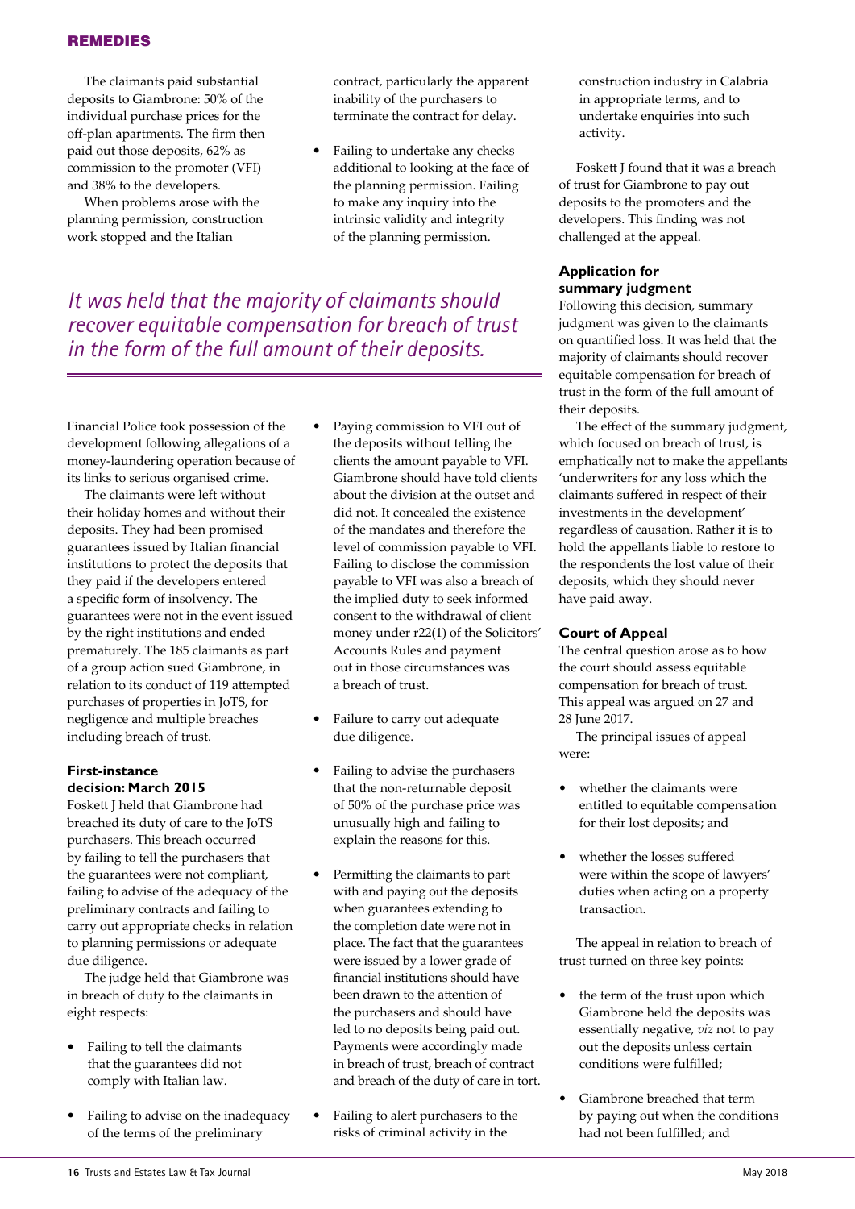The claimants paid substantial deposits to Giambrone: 50% of the individual purchase prices for the off-plan apartments. The firm then paid out those deposits, 62% as commission to the promoter (VFI) and 38% to the developers.

When problems arose with the planning permission, construction work stopped and the Italian Financial Police took possession of the development following allegations of a money-laundering operation because of its links to serious organised crime.

The claimants were left without their holiday homes and without their deposits. They had been promised guarantees issued by Italian financial institutions to protect the deposits that they paid if the developers entered a specific form of insolvency. The guarantees were not in the event issued by the right institutions and ended prematurely. The 185 claimants as part of a group action sued Giambrone, in relation to its conduct of 119 attempted purchases of properties in JoTS, for negligence and multiple breaches including breach of trust.

*It was held that the majority of claimants should recover equitable compensation for breach of trust in the form of the full amount of their deposits.*

### First-instance decision: March 2015

Foskett J held that Giambrone had breached its duty of care to the JoTS purchasers. This breach occurred by failing to tell the purchasers that the guarantees were not compliant, failing to advise of the adequacy of the preliminary contracts and failing to carry out appropriate checks in relation to planning permissions or adequate due diligence.

The judge held that Giambrone was in breach of duty to the claimants in eight respects:

- Failing to tell the claimants that the guarantees did not comply with Italian law.
- Failing to advise on the inadequacy of the terms of the preliminary contract, particularly the apparent inability of the purchasers to terminate the contract for delay.
- Failing to undertake any checks additional to looking at the face of the planning permission. Failing to make any inquiry into the intrinsic validity and integrity of the planning permission.
- Paying commission to VFI out of the deposits without telling the clients the amount payable to VFI. Giambrone should have told clients about the division at the outset and did not. It concealed the existence of the mandates and therefore the level of commission payable to VFI. Failing to disclose the commission payable to VFI was also a breach of the implied duty to seek informed consent to the withdrawal of client money under r22(1) of the Solicitors' Accounts Rules and payment out in those circumstances was a breach of trust.
- Failure to carry out adequate due diligence.
- Failing to advise the purchasers that the non-returnable deposit of 50% of the purchase price was unusually high and failing to explain the reasons for this.
- Permitting the claimants to part with and paying out the deposits when guarantees extending to the completion date were not in place. The fact that the guarantees were issued by a lower grade of financial institutions should have been drawn to the attention of the purchasers and should have led to no deposits being paid out. Payments were accordingly made in breach of trust, breach of contract and breach of the duty of care in tort.
- Failing to alert purchasers to the risks of criminal activity in the construction industry in Calabria in appropriate terms, and to undertake enquiries into such activity.

Foskett J found that it was a breach of trust for Giambrone to pay out deposits to the promoters and the developers. This finding was not challenged at the appeal.

### Application for summary judgment

Following this decision, summary judgment was given to the claimants on quantified loss. It was held that the majority of claimants should recover equitable compensation for breach of trust in the form of the full amount of their deposits.

The effect of the summary judgment, which focused on breach of trust, is emphatically not to make the appellants 'underwriters for any loss which the claimants suffered in respect of their investments in the development' regardless of causation. Rather it is to hold the appellants liable to restore to the respondents the lost value of their deposits, which they should never have paid away.

### Court of Appeal

The central question arose as to how the court should assess equitable compensation for breach of trust. This appeal was argued on 27 and 28 June 2017.

The principal issues of appeal were:

- whether the claimants were entitled to equitable compensation for their lost deposits; and
- whether the losses suffered were within the scope of lawyers' duties when acting on a property transaction.

The appeal in relation to breach of trust turned on three key points:

- the term of the trust upon which Giambrone held the deposits was essentially negative, *viz* not to pay out the deposits unless certain conditions were fulfilled;
- Giambrone breached that term by paying out when the conditions had not been fulfilled; and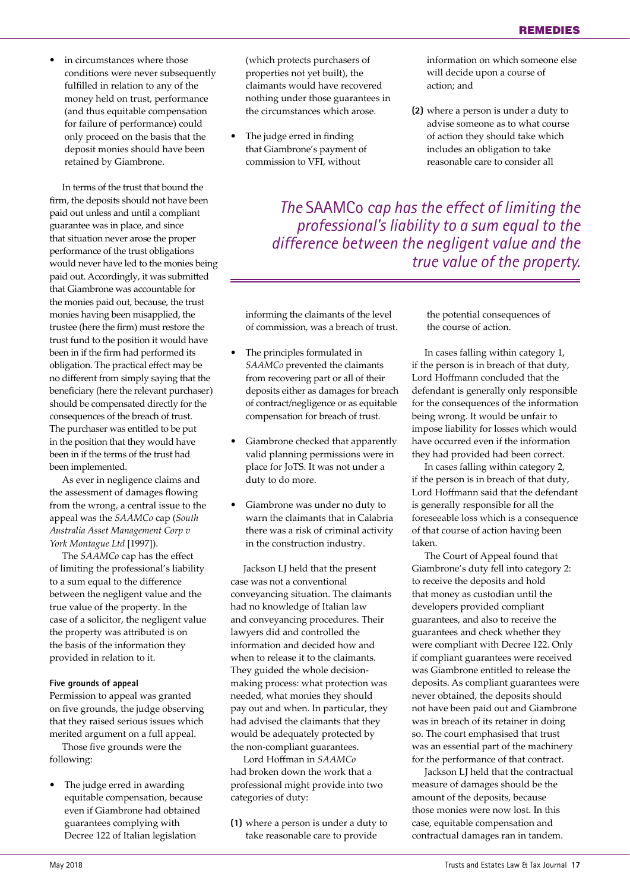- in circumstances where those conditions were never subsequently fulfilled in relation to any of the money held on trust, performance (and thus equitable compensation for failure of performance) could only proceed on the basis that the deposit monies should have been retained by Giambrone.

In terms of the trust that bound the firm, the deposits should not have been paid out unless and until a compliant guarantee was in place, and since that situation never arose the proper performance of the trust obligations would never have led to the monies being paid out. Accordingly, it was submitted that Giambrone was accountable for the monies paid out, because, the trust monies having been misapplied, the trustee (here the firm) must restore the trust fund to the position it would have been in if the firm had performed its obligation. The practical effect may be no different from simply saying that the beneficiary (here the relevant purchaser) should be compensated directly for the consequences of the breach of trust. The purchaser was entitled to be put in the position that they would have been in if the terms of the trust had been implemented.

As ever in negligence claims and the assessment of damages flowing from the wrong, a central issue to the appeal was the *SAAMCo* cap (*South Australia Asset Management Corp v York Montague Ltd* [1997]).

The *SAAMCo* cap has the effect of limiting the professional's liability to a sum equal to the difference between the negligent value and the true value of the property. In the case of a solicitor, the negligent value the property was attributed is on the basis of the information they provided in relation to it.

#### Five grounds of appeal

Permission to appeal was granted on five grounds, the judge observing that they raised serious issues which merited argument on a full appeal.

Those five grounds were the following:

- The judge erred in awarding equitable compensation, because even if Giambrone had obtained guarantees complying with Decree 122 of Italian legislation (which protects purchasers of properties not yet built), the claimants would have recovered nothing under those guarantees in the circumstances which arose.
- The judge erred in finding that Giambrone's payment of commission to VFI, without informing the claimants of the level of commission, was a breach of trust.
- The principles formulated in *SAAMCo* prevented the claimants from recovering part or all of their deposits either as damages for breach of contract/negligence or as equitable compensation for breach of trust.
- Giambrone checked that apparently valid planning permissions were in place for JoTS. It was not under a duty to do more.
- Giambrone was under no duty to warn the claimants that in Calabria there was a risk of criminal activity in the construction industry.

Jackson LJ held that the present case was not a conventional conveyancing situation. The claimants had no knowledge of Italian law and conveyancing procedures. Their lawyers did and controlled the information and decided how and when to release it to the claimants. They guided the whole decision-making process: what protection was needed, what monies they should pay out and when. In particular, they had advised the claimants that they would be adequately protected by the non-compliant guarantees.

Lord Hoffman in *SAAMCo* had broken down the work that a professional might provide into two categories of duty:

**(1)** where a person is under a duty to take reasonable care to provide information on which someone else will decide upon a course of action; and

**(2)** where a person is under a duty to advise someone as to what course of action they should take which includes an obligation to take reasonable care to consider all the potential consequences of the course of action.

> *The* SAAMCo *cap has the effect of limiting the professional's liability to a sum equal to the difference between the negligent value and the true value of the property.*

In cases falling within category 1, if the person is in breach of that duty, Lord Hoffmann concluded that the defendant is generally only responsible for the consequences of the information being wrong. It would be unfair to impose liability for losses which would have occurred even if the information they had provided had been correct.

In cases falling within category 2, if the person is in breach of that duty, Lord Hoffmann said that the defendant is generally responsible for all the foreseeable loss which is a consequence of that course of action having been taken.

The Court of Appeal found that Giambrone's duty fell into category 2: to receive the deposits and hold that money as custodian until the developers provided compliant guarantees, and also to receive the guarantees and check whether they were compliant with Decree 122. Only if compliant guarantees were received was Giambrone entitled to release the deposits. As compliant guarantees were never obtained, the deposits should not have been paid out and Giambrone was in breach of its retainer in doing so. The court emphasised that trust was an essential part of the machinery for the performance of that contract.

Jackson LJ held that the contractual measure of damages should be the amount of the deposits, because those monies were now lost. In this case, equitable compensation and contractual damages ran in tandem.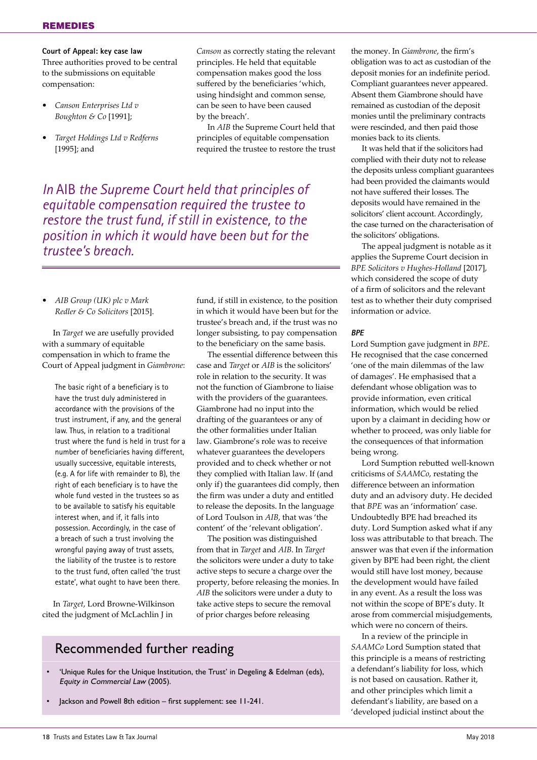**Court of Appeal: key case law**

Three authorities proved to be central to the submissions on equitable compensation:

- *Canson Enterprises Ltd v Boughton & Co* [1991];
- *Target Holdings Ltd v Redferns* [1995]; and
- *AIB Group (UK) plc v Mark Redler & Co Solicitors* [2015].

In *Target* we are usefully provided with a summary of equitable compensation in which to frame the Court of Appeal judgment in *Giambrone*:

> The basic right of a beneficiary is to have the trust duly administered in accordance with the provisions of the trust instrument, if any, and the general law. Thus, in relation to a traditional trust where the fund is held in trust for a number of beneficiaries having different, usually successive, equitable interests, (e.g. A for life with remainder to B), the right of each beneficiary is to have the whole fund vested in the trustees so as to be available to satisfy his equitable interest when, and if, it falls into possession. Accordingly, in the case of a breach of such a trust involving the wrongful paying away of trust assets, the liability of the trustee is to restore to the trust fund, often called 'the trust estate', what ought to have been there.

In *Target*, Lord Browne-Wilkinson cited the judgment of McLachlin J in *Canson* as correctly stating the relevant principles. He held that equitable compensation makes good the loss suffered by the beneficiaries 'which, using hindsight and common sense, can be seen to have been caused by the breach'.

In *AIB* the Supreme Court held that principles of equitable compensation required the trustee to restore the trust fund, if still in existence, to the position in which it would have been but for the trustee's breach and, if the trust was no longer subsisting, to pay compensation to the beneficiary on the same basis.

*In* AIB *the Supreme Court held that principles of equitable compensation required the trustee to restore the trust fund, if still in existence, to the position in which it would have been but for the trustee's breach.*

The essential difference between this case and *Target* or *AIB* is the solicitors' role in relation to the security. It was not the function of Giambrone to liaise with the providers of the guarantees. Giambrone had no input into the drafting of the guarantees or any of the other formalities under Italian law. Giambrone's role was to receive whatever guarantees the developers provided and to check whether or not they complied with Italian law. If (and only if) the guarantees did comply, then the firm was under a duty and entitled to release the deposits. In the language of Lord Toulson in *AIB*, that was 'the content' of the 'relevant obligation'.

The position was distinguished from that in *Target* and *AIB*. In *Target* the solicitors were under a duty to take active steps to secure a charge over the property, before releasing the monies. In *AIB* the solicitors were under a duty to take active steps to secure the removal of prior charges before releasing the money. In *Giambrone*, the firm's obligation was to act as custodian of the deposit monies for an indefinite period. Compliant guarantees never appeared. Absent them Giambrone should have remained as custodian of the deposit monies until the preliminary contracts were rescinded, and then paid those monies back to its clients.

It was held that if the solicitors had complied with their duty not to release the deposits unless compliant guarantees had been provided the claimants would not have suffered their losses. The deposits would have remained in the solicitors' client account. Accordingly, the case turned on the characterisation of the solicitors' obligations.

The appeal judgment is notable as it applies the Supreme Court decision in *BPE Solicitors v Hughes-Holland* [2017], which considered the scope of duty of a firm of solicitors and the relevant test as to whether their duty comprised information or advice.

### *BPE*

Lord Sumption gave judgment in *BPE*. He recognised that the case concerned 'one of the main dilemmas of the law of damages'. He emphasised that a defendant whose obligation was to provide information, even critical information, which would be relied upon by a claimant in deciding how or whether to proceed, was only liable for the consequences of that information being wrong.

Lord Sumption rebutted well-known criticisms of *SAAMCo*, restating the difference between an information duty and an advisory duty. He decided that *BPE* was an 'information' case. Undoubtedly BPE had breached its duty. Lord Sumption asked what if any loss was attributable to that breach. The answer was that even if the information given by BPE had been right, the client would still have lost money, because the development would have failed in any event. As a result the loss was not within the scope of BPE's duty. It arose from commercial misjudgements, which were no concern of theirs.

In a review of the principle in *SAAMCo* Lord Sumption stated that this principle is a means of restricting a defendant's liability for loss, which is not based on causation. Rather it, and other principles which limit a defendant's liability, are based on a 'developed judicial instinct about the

## Recommended further reading

- 'Unique Rules for the Unique Institution, the Trust' in Degeling & Edelman (eds), *Equity in Commercial Law* (2005).
- Jackson and Powell 8th edition – first supplement: see 11-241.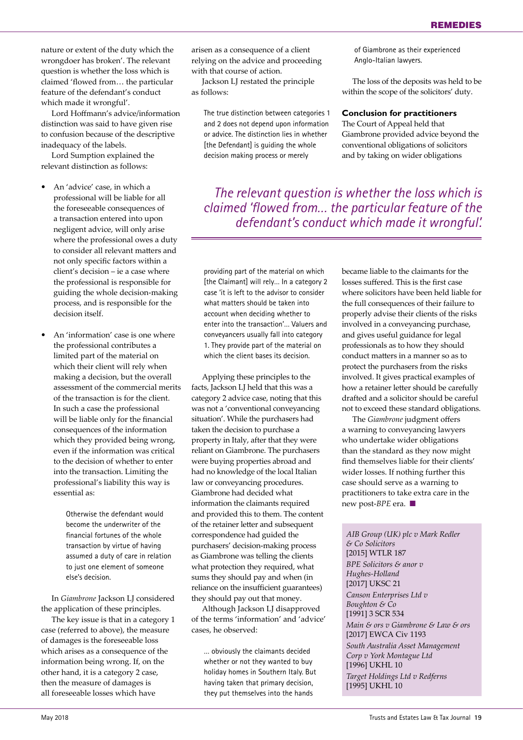nature or extent of the duty which the wrongdoer has broken'. The relevant question is whether the loss which is claimed 'flowed from… the particular feature of the defendant's conduct which made it wrongful'.

Lord Hoffmann's advice/information distinction was said to have given rise to confusion because of the descriptive inadequacy of the labels.

Lord Sumption explained the relevant distinction as follows:

- An 'advice' case, in which a professional will be liable for all the foreseeable consequences of a transaction entered into upon negligent advice, will only arise where the professional owes a duty to consider all relevant matters and not only specific factors within a client's decision – ie a case where the professional is responsible for guiding the whole decision-making process, and is responsible for the decision itself.
- An 'information' case is one where the professional contributes a limited part of the material on which their client will rely when making a decision, but the overall assessment of the commercial merits of the transaction is for the client. In such a case the professional will be liable only for the financial consequences of the information which they provided being wrong, even if the information was critical to the decision of whether to enter into the transaction. Limiting the professional's liability this way is essential as:

> Otherwise the defendant would become the underwriter of the financial fortunes of the whole transaction by virtue of having assumed a duty of care in relation to just one element of someone else's decision.

In *Giambrone* Jackson LJ considered the application of these principles.

The key issue is that in a category 1 case (referred to above), the measure of damages is the foreseeable loss which arises as a consequence of the information being wrong. If, on the other hand, it is a category 2 case, then the measure of damages is all foreseeable losses which have arisen as a consequence of a client relying on the advice and proceeding with that course of action.

Jackson LJ restated the principle as follows:

> The true distinction between categories 1 and 2 does not depend upon information or advice. The distinction lies in whether [the Defendant] is guiding the whole decision making process or merely providing part of the material on which [the Claimant] will rely... In a category 2 case 'it is left to the advisor to consider what matters should be taken into account when deciding whether to enter into the transaction'... Valuers and conveyancers usually fall into category 1. They provide part of the material on which the client bases its decision.

*The relevant question is whether the loss which is claimed 'flowed from... the particular feature of the defendant's conduct which made it wrongful'.*

Applying these principles to the facts, Jackson LJ held that this was a category 2 advice case, noting that this was not a 'conventional conveyancing situation'. While the purchasers had taken the decision to purchase a property in Italy, after that they were reliant on Giambrone. The purchasers were buying properties abroad and had no knowledge of the local Italian law or conveyancing procedures. Giambrone had decided what information the claimants required and provided this to them. The content of the retainer letter and subsequent correspondence had guided the purchasers' decision-making process as Giambrone was telling the clients what protection they required, what sums they should pay and when (in reliance on the insufficient guarantees) they should pay out that money.

Although Jackson LJ disapproved of the terms 'information' and 'advice' cases, he observed:

> ... obviously the claimants decided whether or not they wanted to buy holiday homes in Southern Italy. But having taken that primary decision, they put themselves into the hands of Giambrone as their experienced Anglo-Italian lawyers.

The loss of the deposits was held to be within the scope of the solicitors' duty.

### Conclusion for practitioners

The Court of Appeal held that Giambrone provided advice beyond the conventional obligations of solicitors and by taking on wider obligations became liable to the claimants for the losses suffered. This is the first case where solicitors have been held liable for the full consequences of their failure to properly advise their clients of the risks involved in a conveyancing purchase, and gives useful guidance for legal professionals as to how they should conduct matters in a manner so as to protect the purchasers from the risks involved. It gives practical examples of how a retainer letter should be carefully drafted and a solicitor should be careful not to exceed these standard obligations.

The *Giambrone* judgment offers a warning to conveyancing lawyers who undertake wider obligations than the standard as they now might find themselves liable for their clients' wider losses. If nothing further this case should serve as a warning to practitioners to take extra care in the new post-*BPE* era. ■

*AIB Group (UK) plc v Mark Redler & Co Solicitors*
[2015] WTLR 187

*BPE Solicitors & anor v Hughes-Holland*
[2017] UKSC 21

*Canson Enterprises Ltd v Boughton & Co*
[1991] 3 SCR 534

*Main & ors v Giambrone & Law & ors*
[2017] EWCA Civ 1193

*South Australia Asset Management Corp v York Montague Ltd*
[1996] UKHL 10

*Target Holdings Ltd v Redferns*
[1995] UKHL 10